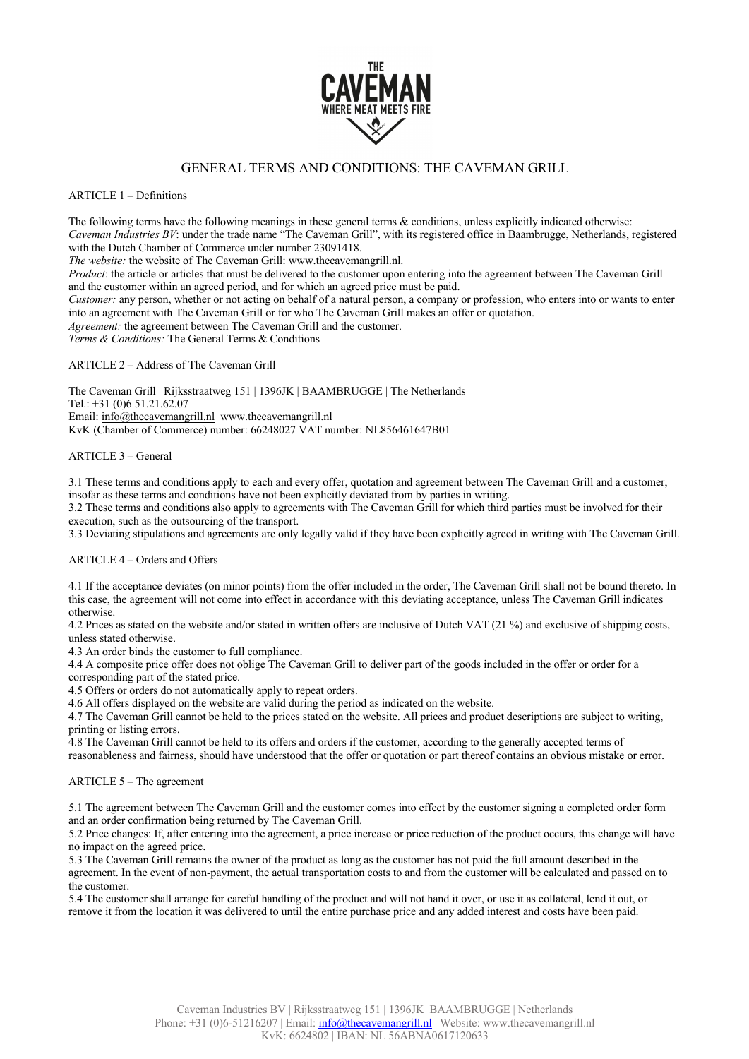# GENERAL TERMS AND CONDITIONS: THE CAVEMAN GRILL

## ARTICLE 1 – Definitions

The following terms have the following meanings in these general terms & conditions, unless explicitly indicated otherwise:
*Caveman Industries BV*: under the trade name "The Caveman Grill", with its registered office in Baambrugge, Netherlands, registered with the Dutch Chamber of Commerce under number 23091418.
*The website:* the website of The Caveman Grill: www.thecavemangrill.nl.
*Product*: the article or articles that must be delivered to the customer upon entering into the agreement between The Caveman Grill and the customer within an agreed period, and for which an agreed price must be paid.
*Customer:* any person, whether or not acting on behalf of a natural person, a company or profession, who enters into or wants to enter into an agreement with The Caveman Grill or for who The Caveman Grill makes an offer or quotation.
*Agreement:* the agreement between The Caveman Grill and the customer.
*Terms & Conditions:* The General Terms & Conditions

## ARTICLE 2 – Address of The Caveman Grill

The Caveman Grill | Rijksstraatweg 151 | 1396JK | BAAMBRUGGE | The Netherlands
Tel.: +31 (0)6 51.21.62.07
Email: info@thecavemangrill.nl www.thecavemangrill.nl
KvK (Chamber of Commerce) number: 66248027 VAT number: NL856461647B01

## ARTICLE 3 – General

3.1 These terms and conditions apply to each and every offer, quotation and agreement between The Caveman Grill and a customer, insofar as these terms and conditions have not been explicitly deviated from by parties in writing.
3.2 These terms and conditions also apply to agreements with The Caveman Grill for which third parties must be involved for their execution, such as the outsourcing of the transport.
3.3 Deviating stipulations and agreements are only legally valid if they have been explicitly agreed in writing with The Caveman Grill.

## ARTICLE 4 – Orders and Offers

4.1 If the acceptance deviates (on minor points) from the offer included in the order, The Caveman Grill shall not be bound thereto. In this case, the agreement will not come into effect in accordance with this deviating acceptance, unless The Caveman Grill indicates otherwise.
4.2 Prices as stated on the website and/or stated in written offers are inclusive of Dutch VAT (21 %) and exclusive of shipping costs, unless stated otherwise.
4.3 An order binds the customer to full compliance.
4.4 A composite price offer does not oblige The Caveman Grill to deliver part of the goods included in the offer or order for a corresponding part of the stated price.
4.5 Offers or orders do not automatically apply to repeat orders.
4.6 All offers displayed on the website are valid during the period as indicated on the website.
4.7 The Caveman Grill cannot be held to the prices stated on the website. All prices and product descriptions are subject to writing, printing or listing errors.
4.8 The Caveman Grill cannot be held to its offers and orders if the customer, according to the generally accepted terms of reasonableness and fairness, should have understood that the offer or quotation or part thereof contains an obvious mistake or error.

## ARTICLE 5 – The agreement

5.1 The agreement between The Caveman Grill and the customer comes into effect by the customer signing a completed order form and an order confirmation being returned by The Caveman Grill.
5.2 Price changes: If, after entering into the agreement, a price increase or price reduction of the product occurs, this change will have no impact on the agreed price.
5.3 The Caveman Grill remains the owner of the product as long as the customer has not paid the full amount described in the agreement. In the event of non-payment, the actual transportation costs to and from the customer will be calculated and passed on to the customer.
5.4 The customer shall arrange for careful handling of the product and will not hand it over, or use it as collateral, lend it out, or remove it from the location it was delivered to until the entire purchase price and any added interest and costs have been paid.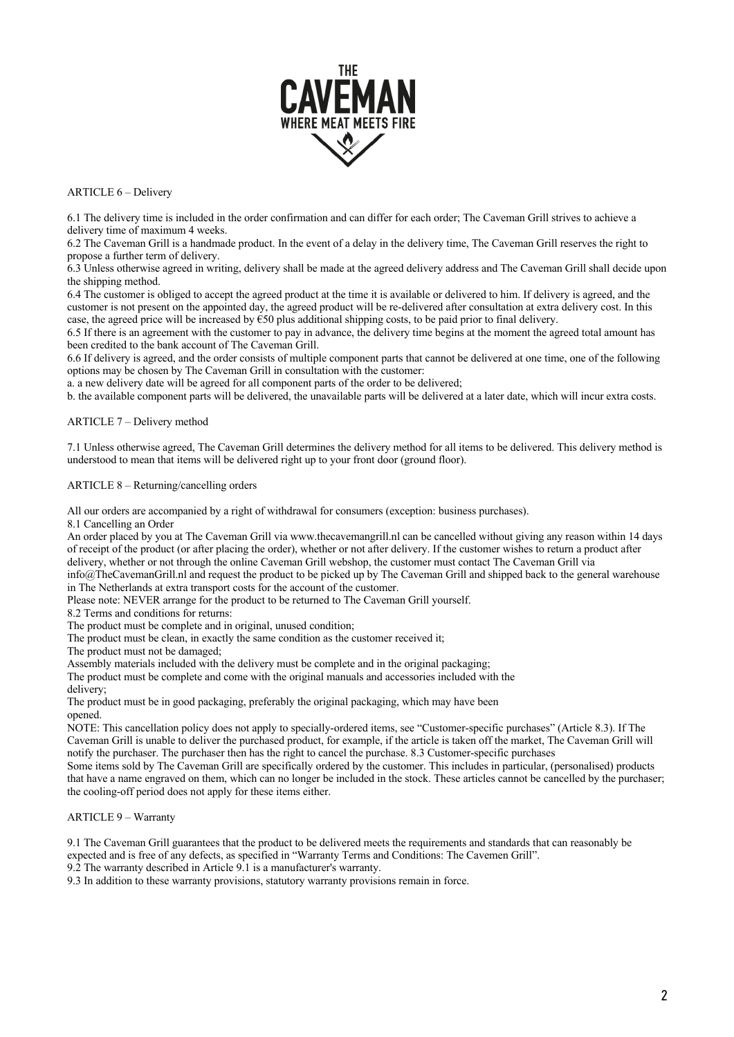## ARTICLE 6 – Delivery

6.1 The delivery time is included in the order confirmation and can differ for each order; The Caveman Grill strives to achieve a delivery time of maximum 4 weeks.
6.2 The Caveman Grill is a handmade product. In the event of a delay in the delivery time, The Caveman Grill reserves the right to propose a further term of delivery.
6.3 Unless otherwise agreed in writing, delivery shall be made at the agreed delivery address and The Caveman Grill shall decide upon the shipping method.
6.4 The customer is obliged to accept the agreed product at the time it is available or delivered to him. If delivery is agreed, and the customer is not present on the appointed day, the agreed product will be re-delivered after consultation at extra delivery cost. In this case, the agreed price will be increased by €50 plus additional shipping costs, to be paid prior to final delivery.
6.5 If there is an agreement with the customer to pay in advance, the delivery time begins at the moment the agreed total amount has been credited to the bank account of The Caveman Grill.
6.6 If delivery is agreed, and the order consists of multiple component parts that cannot be delivered at one time, one of the following options may be chosen by The Caveman Grill in consultation with the customer:
a. a new delivery date will be agreed for all component parts of the order to be delivered;
b. the available component parts will be delivered, the unavailable parts will be delivered at a later date, which will incur extra costs.

## ARTICLE 7 – Delivery method

7.1 Unless otherwise agreed, The Caveman Grill determines the delivery method for all items to be delivered. This delivery method is understood to mean that items will be delivered right up to your front door (ground floor).

## ARTICLE 8 – Returning/cancelling orders

All our orders are accompanied by a right of withdrawal for consumers (exception: business purchases).
8.1 Cancelling an Order
An order placed by you at The Caveman Grill via www.thecavemangrill.nl can be cancelled without giving any reason within 14 days of receipt of the product (or after placing the order), whether or not after delivery. If the customer wishes to return a product after delivery, whether or not through the online Caveman Grill webshop, the customer must contact The Caveman Grill via info@TheCavemanGrill.nl and request the product to be picked up by The Caveman Grill and shipped back to the general warehouse in The Netherlands at extra transport costs for the account of the customer.
Please note: NEVER arrange for the product to be returned to The Caveman Grill yourself.
8.2 Terms and conditions for returns:
The product must be complete and in original, unused condition;
The product must be clean, in exactly the same condition as the customer received it;
The product must not be damaged;
Assembly materials included with the delivery must be complete and in the original packaging;
The product must be complete and come with the original manuals and accessories included with the delivery;
The product must be in good packaging, preferably the original packaging, which may have been opened.
NOTE: This cancellation policy does not apply to specially-ordered items, see "Customer-specific purchases" (Article 8.3). If The Caveman Grill is unable to deliver the purchased product, for example, if the article is taken off the market, The Caveman Grill will notify the purchaser. The purchaser then has the right to cancel the purchase. 8.3 Customer-specific purchases
Some items sold by The Caveman Grill are specifically ordered by the customer. This includes in particular, (personalised) products that have a name engraved on them, which can no longer be included in the stock. These articles cannot be cancelled by the purchaser; the cooling-off period does not apply for these items either.

## ARTICLE 9 – Warranty

9.1 The Caveman Grill guarantees that the product to be delivered meets the requirements and standards that can reasonably be expected and is free of any defects, as specified in "Warranty Terms and Conditions: The Cavemen Grill".
9.2 The warranty described in Article 9.1 is a manufacturer's warranty.
9.3 In addition to these warranty provisions, statutory warranty provisions remain in force.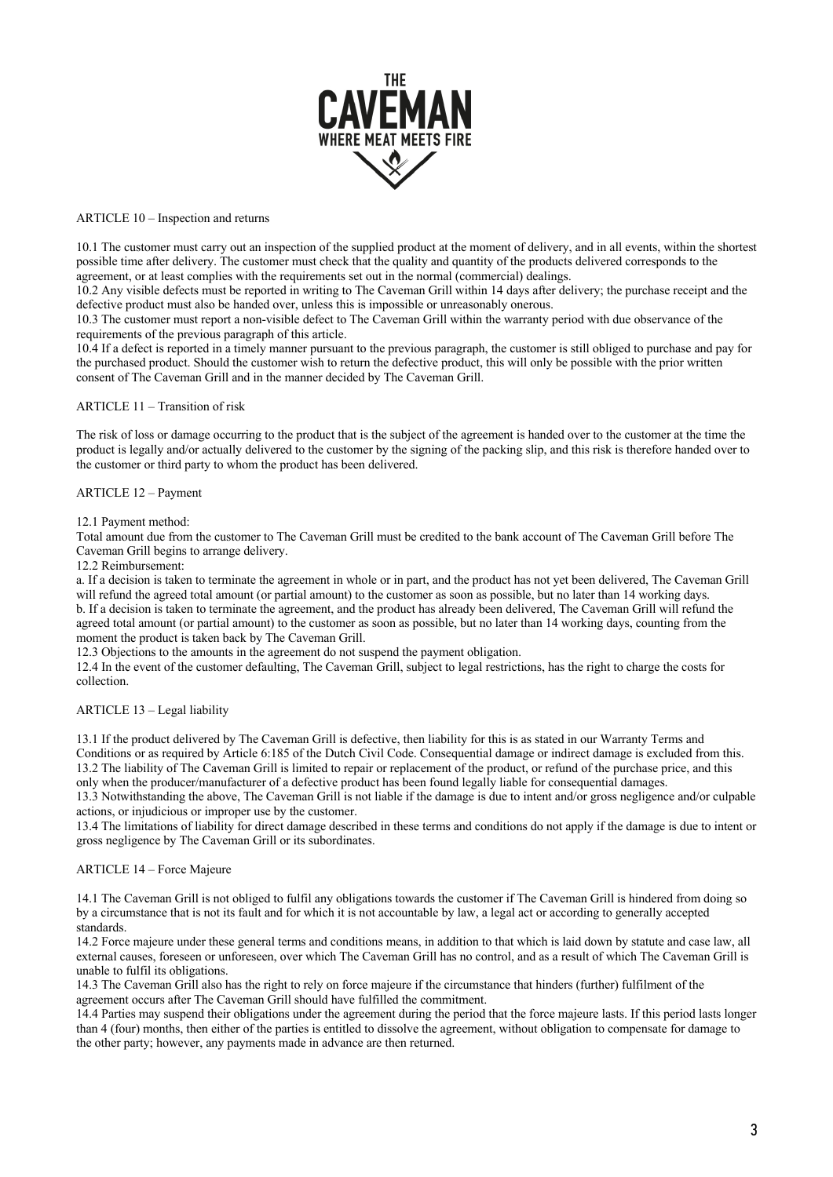## ARTICLE 10 – Inspection and returns

10.1 The customer must carry out an inspection of the supplied product at the moment of delivery, and in all events, within the shortest possible time after delivery. The customer must check that the quality and quantity of the products delivered corresponds to the agreement, or at least complies with the requirements set out in the normal (commercial) dealings.

10.2 Any visible defects must be reported in writing to The Caveman Grill within 14 days after delivery; the purchase receipt and the defective product must also be handed over, unless this is impossible or unreasonably onerous.

10.3 The customer must report a non-visible defect to The Caveman Grill within the warranty period with due observance of the requirements of the previous paragraph of this article.

10.4 If a defect is reported in a timely manner pursuant to the previous paragraph, the customer is still obliged to purchase and pay for the purchased product. Should the customer wish to return the defective product, this will only be possible with the prior written consent of The Caveman Grill and in the manner decided by The Caveman Grill.

## ARTICLE 11 – Transition of risk

The risk of loss or damage occurring to the product that is the subject of the agreement is handed over to the customer at the time the product is legally and/or actually delivered to the customer by the signing of the packing slip, and this risk is therefore handed over to the customer or third party to whom the product has been delivered.

## ARTICLE 12 – Payment

12.1 Payment method:
Total amount due from the customer to The Caveman Grill must be credited to the bank account of The Caveman Grill before The Caveman Grill begins to arrange delivery.

12.2 Reimbursement:
a. If a decision is taken to terminate the agreement in whole or in part, and the product has not yet been delivered, The Caveman Grill will refund the agreed total amount (or partial amount) to the customer as soon as possible, but no later than 14 working days.
b. If a decision is taken to terminate the agreement, and the product has already been delivered, The Caveman Grill will refund the agreed total amount (or partial amount) to the customer as soon as possible, but no later than 14 working days, counting from the moment the product is taken back by The Caveman Grill.

12.3 Objections to the amounts in the agreement do not suspend the payment obligation.

12.4 In the event of the customer defaulting, The Caveman Grill, subject to legal restrictions, has the right to charge the costs for collection.

## ARTICLE 13 – Legal liability

13.1 If the product delivered by The Caveman Grill is defective, then liability for this is as stated in our Warranty Terms and Conditions or as required by Article 6:185 of the Dutch Civil Code. Consequential damage or indirect damage is excluded from this.

13.2 The liability of The Caveman Grill is limited to repair or replacement of the product, or refund of the purchase price, and this only when the producer/manufacturer of a defective product has been found legally liable for consequential damages.

13.3 Notwithstanding the above, The Caveman Grill is not liable if the damage is due to intent and/or gross negligence and/or culpable actions, or injudicious or improper use by the customer.

13.4 The limitations of liability for direct damage described in these terms and conditions do not apply if the damage is due to intent or gross negligence by The Caveman Grill or its subordinates.

## ARTICLE 14 – Force Majeure

14.1 The Caveman Grill is not obliged to fulfil any obligations towards the customer if The Caveman Grill is hindered from doing so by a circumstance that is not its fault and for which it is not accountable by law, a legal act or according to generally accepted standards.

14.2 Force majeure under these general terms and conditions means, in addition to that which is laid down by statute and case law, all external causes, foreseen or unforeseen, over which The Caveman Grill has no control, and as a result of which The Caveman Grill is unable to fulfil its obligations.

14.3 The Caveman Grill also has the right to rely on force majeure if the circumstance that hinders (further) fulfilment of the agreement occurs after The Caveman Grill should have fulfilled the commitment.

14.4 Parties may suspend their obligations under the agreement during the period that the force majeure lasts. If this period lasts longer than 4 (four) months, then either of the parties is entitled to dissolve the agreement, without obligation to compensate for damage to the other party; however, any payments made in advance are then returned.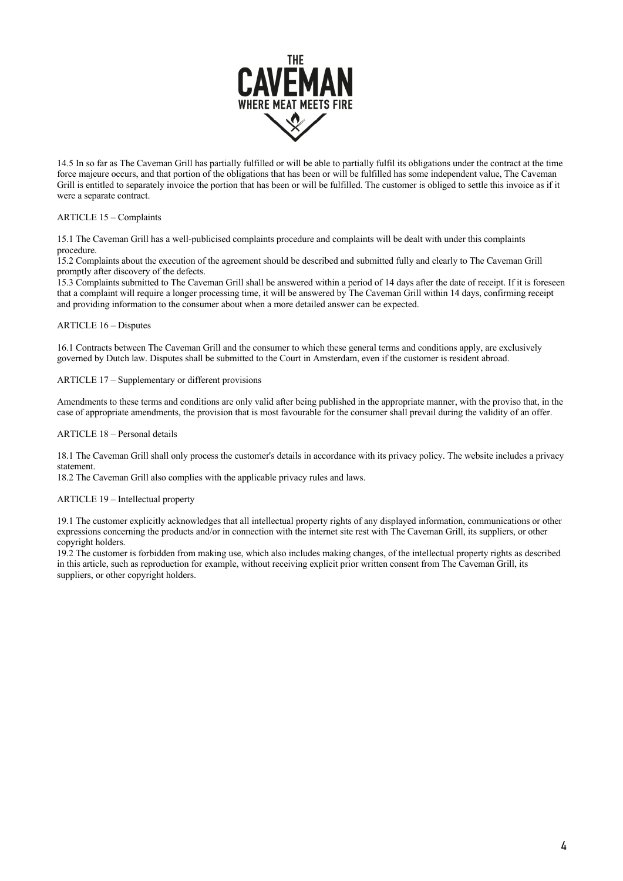14.5 In so far as The Caveman Grill has partially fulfilled or will be able to partially fulfil its obligations under the contract at the time force majeure occurs, and that portion of the obligations that has been or will be fulfilled has some independent value, The Caveman Grill is entitled to separately invoice the portion that has been or will be fulfilled. The customer is obliged to settle this invoice as if it were a separate contract.

ARTICLE 15 – Complaints

15.1 The Caveman Grill has a well-publicised complaints procedure and complaints will be dealt with under this complaints procedure.
15.2 Complaints about the execution of the agreement should be described and submitted fully and clearly to The Caveman Grill promptly after discovery of the defects.
15.3 Complaints submitted to The Caveman Grill shall be answered within a period of 14 days after the date of receipt. If it is foreseen that a complaint will require a longer processing time, it will be answered by The Caveman Grill within 14 days, confirming receipt and providing information to the consumer about when a more detailed answer can be expected.

ARTICLE 16 – Disputes

16.1 Contracts between The Caveman Grill and the consumer to which these general terms and conditions apply, are exclusively governed by Dutch law. Disputes shall be submitted to the Court in Amsterdam, even if the customer is resident abroad.

ARTICLE 17 – Supplementary or different provisions

Amendments to these terms and conditions are only valid after being published in the appropriate manner, with the proviso that, in the case of appropriate amendments, the provision that is most favourable for the consumer shall prevail during the validity of an offer.

ARTICLE 18 – Personal details

18.1 The Caveman Grill shall only process the customer's details in accordance with its privacy policy. The website includes a privacy statement.
18.2 The Caveman Grill also complies with the applicable privacy rules and laws.

ARTICLE 19 – Intellectual property

19.1 The customer explicitly acknowledges that all intellectual property rights of any displayed information, communications or other expressions concerning the products and/or in connection with the internet site rest with The Caveman Grill, its suppliers, or other copyright holders.
19.2 The customer is forbidden from making use, which also includes making changes, of the intellectual property rights as described in this article, such as reproduction for example, without receiving explicit prior written consent from The Caveman Grill, its suppliers, or other copyright holders.